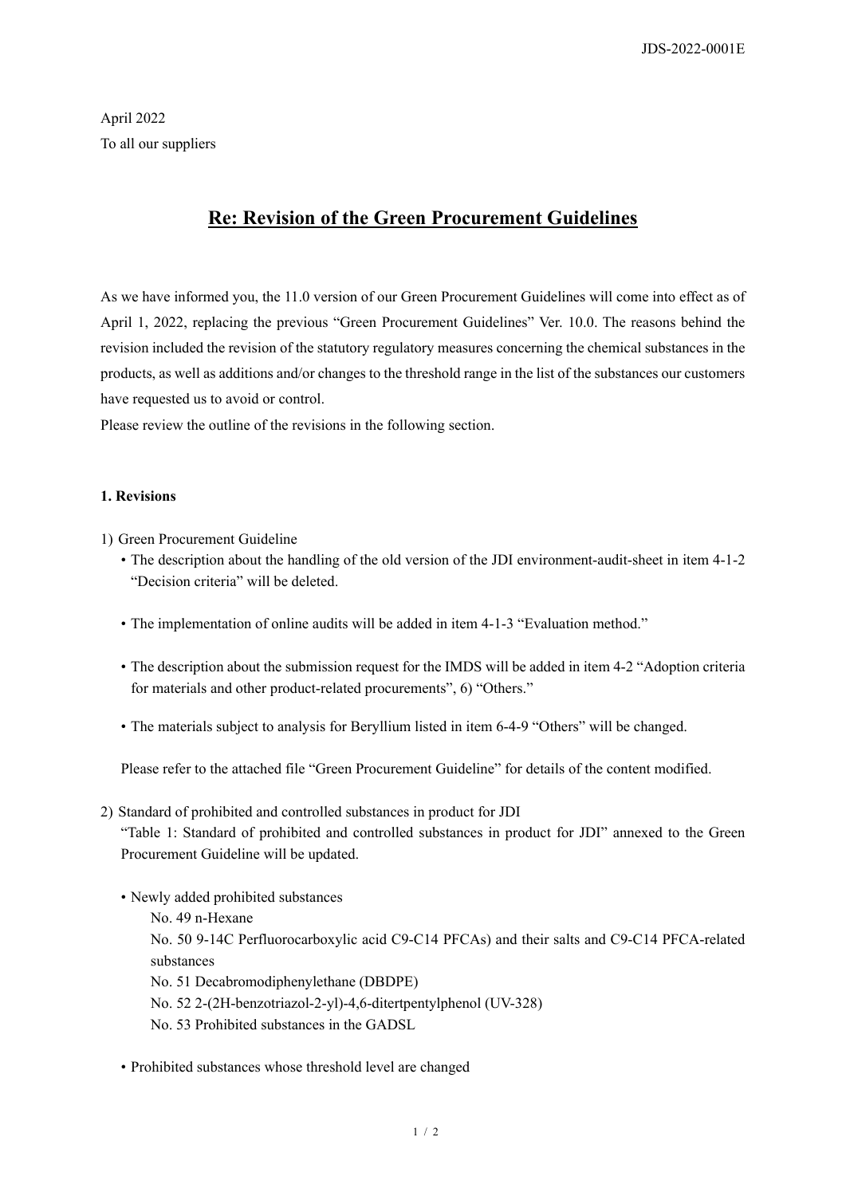JDS-2022-0001E

April 2022

To all our suppliers

# Re: Revision of the Green Procurement Guidelines

As we have informed you, the 11.0 version of our Green Procurement Guidelines will come into effect as of April 1, 2022, replacing the previous "Green Procurement Guidelines" Ver. 10.0. The reasons behind the revision included the revision of the statutory regulatory measures concerning the chemical substances in the products, as well as additions and/or changes to the threshold range in the list of the substances our customers have requested us to avoid or control.

Please review the outline of the revisions in the following section.

**1. Revisions**

1) Green Procurement Guideline

- The description about the handling of the old version of the JDI environment-audit-sheet in item 4-1-2 "Decision criteria" will be deleted.
- The implementation of online audits will be added in item 4-1-3 "Evaluation method."
- The description about the submission request for the IMDS will be added in item 4-2 "Adoption criteria for materials and other product-related procurements", 6) "Others."
- The materials subject to analysis for Beryllium listed in item 6-4-9 "Others" will be changed.

Please refer to the attached file "Green Procurement Guideline" for details of the content modified.

2) Standard of prohibited and controlled substances in product for JDI

"Table 1: Standard of prohibited and controlled substances in product for JDI" annexed to the Green Procurement Guideline will be updated.

- Newly added prohibited substances
  - No. 49 n-Hexane
  - No. 50 9-14C Perfluorocarboxylic acid C9-C14 PFCAs) and their salts and C9-C14 PFCA-related substances
  - No. 51 Decabromodiphenylethane (DBDPE)
  - No. 52 2-(2H-benzotriazol-2-yl)-4,6-ditertpentylphenol (UV-328)
  - No. 53 Prohibited substances in the GADSL
- Prohibited substances whose threshold level are changed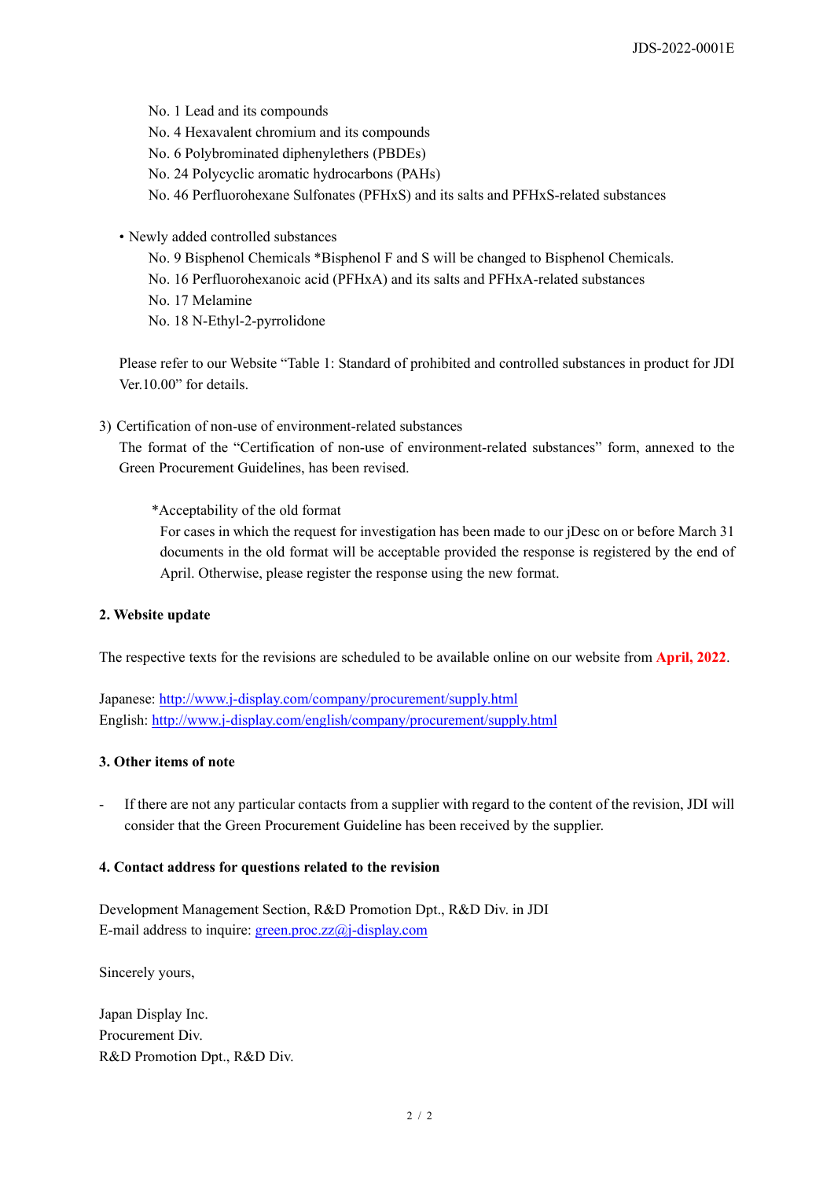No. 1 Lead and its compounds
No. 4 Hexavalent chromium and its compounds
No. 6 Polybrominated diphenylethers (PBDEs)
No. 24 Polycyclic aromatic hydrocarbons (PAHs)
No. 46 Perfluorohexane Sulfonates (PFHxS) and its salts and PFHxS-related substances

- Newly added controlled substances

No. 9 Bisphenol Chemicals *Bisphenol F and S will be changed to Bisphenol Chemicals.
No. 16 Perfluorohexanoic acid (PFHxA) and its salts and PFHxA-related substances
No. 17 Melamine
No. 18 N-Ethyl-2-pyrrolidone

Please refer to our Website "Table 1: Standard of prohibited and controlled substances in product for JDI Ver.10.00" for details.

3) Certification of non-use of environment-related substances

The format of the "Certification of non-use of environment-related substances" form, annexed to the Green Procurement Guidelines, has been revised.

*Acceptability of the old format
For cases in which the request for investigation has been made to our jDesc on or before March 31 documents in the old format will be acceptable provided the response is registered by the end of April. Otherwise, please register the response using the new format.

**2. Website update**

The respective texts for the revisions are scheduled to be available online on our website from **April, 2022**.

Japanese: http://www.j-display.com/company/procurement/supply.html
English: http://www.j-display.com/english/company/procurement/supply.html

**3. Other items of note**

- If there are not any particular contacts from a supplier with regard to the content of the revision, JDI will consider that the Green Procurement Guideline has been received by the supplier.

**4. Contact address for questions related to the revision**

Development Management Section, R&D Promotion Dpt., R&D Div. in JDI
E-mail address to inquire: green.proc.zz@j-display.com

Sincerely yours,

Japan Display Inc.
Procurement Div.
R&D Promotion Dpt., R&D Div.